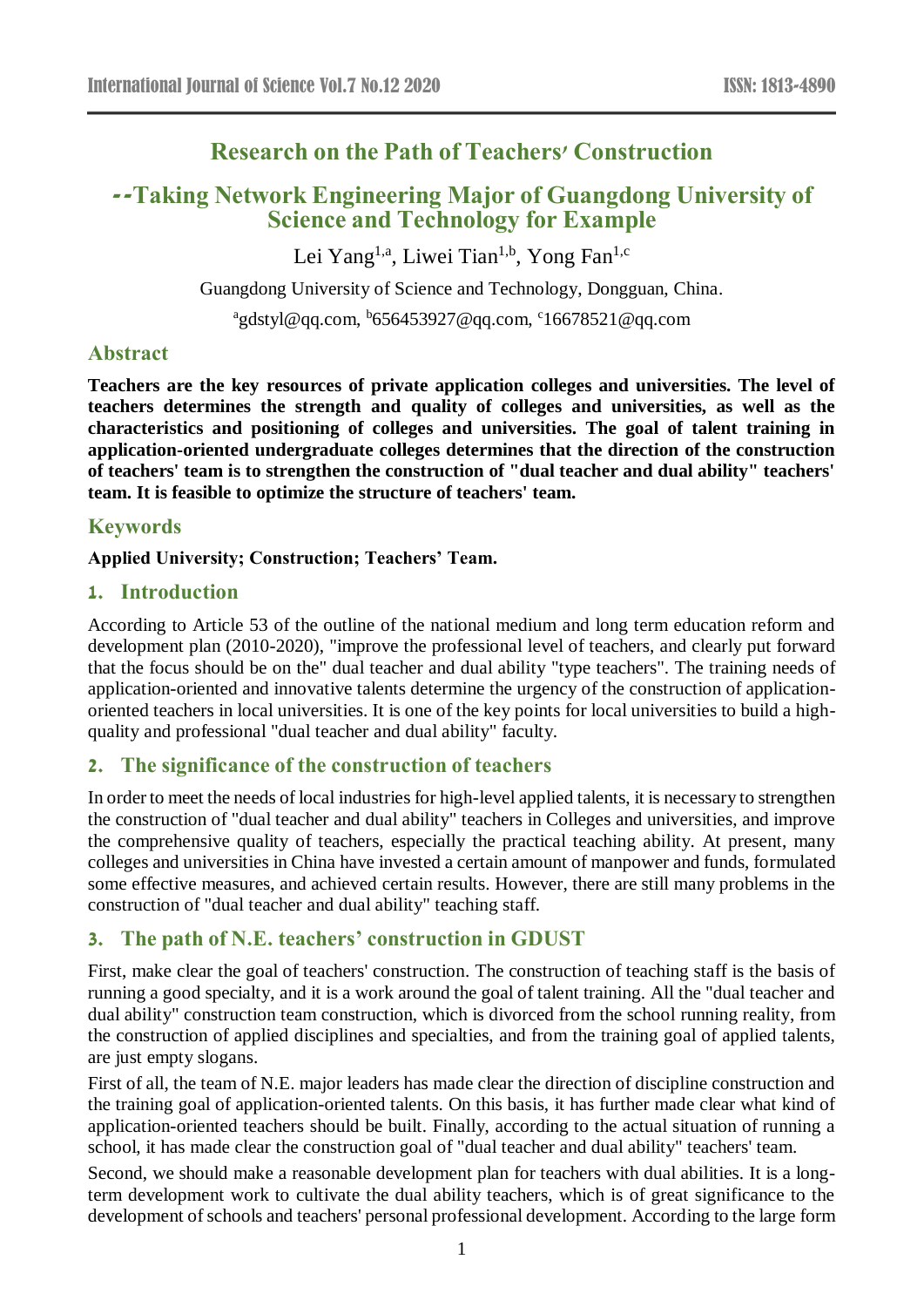# Research on the Path of Teachers' Construction

## --Taking Network Engineering Major of Guangdong University of Science and Technology for Example

Lei Yang[1,a], Liwei Tian[1,b], Yong Fan[1,c]

Guangdong University of Science and Technology, Dongguan, China.

[a]gdstyl@qq.com, [b]656453927@qq.com, [c]16678521@qq.com

## Abstract

**Teachers are the key resources of private application colleges and universities. The level of teachers determines the strength and quality of colleges and universities, as well as the characteristics and positioning of colleges and universities. The goal of talent training in application-oriented undergraduate colleges determines that the direction of the construction of teachers' team is to strengthen the construction of "dual teacher and dual ability" teachers' team. It is feasible to optimize the structure of teachers' team.**

## Keywords

**Applied University; Construction; Teachers' Team.**

## 1. Introduction

According to Article 53 of the outline of the national medium and long term education reform and development plan (2010-2020), "improve the professional level of teachers, and clearly put forward that the focus should be on the" dual teacher and dual ability "type teachers". The training needs of application-oriented and innovative talents determine the urgency of the construction of application-oriented teachers in local universities. It is one of the key points for local universities to build a high-quality and professional "dual teacher and dual ability" faculty.

## 2. The significance of the construction of teachers

In order to meet the needs of local industries for high-level applied talents, it is necessary to strengthen the construction of "dual teacher and dual ability" teachers in Colleges and universities, and improve the comprehensive quality of teachers, especially the practical teaching ability. At present, many colleges and universities in China have invested a certain amount of manpower and funds, formulated some effective measures, and achieved certain results. However, there are still many problems in the construction of "dual teacher and dual ability" teaching staff.

## 3. The path of N.E. teachers' construction in GDUST

First, make clear the goal of teachers' construction. The construction of teaching staff is the basis of running a good specialty, and it is a work around the goal of talent training. All the "dual teacher and dual ability" construction team construction, which is divorced from the school running reality, from the construction of applied disciplines and specialties, and from the training goal of applied talents, are just empty slogans.

First of all, the team of N.E. major leaders has made clear the direction of discipline construction and the training goal of application-oriented talents. On this basis, it has further made clear what kind of application-oriented teachers should be built. Finally, according to the actual situation of running a school, it has made clear the construction goal of "dual teacher and dual ability" teachers' team.

Second, we should make a reasonable development plan for teachers with dual abilities. It is a long-term development work to cultivate the dual ability teachers, which is of great significance to the development of schools and teachers' personal professional development. According to the large form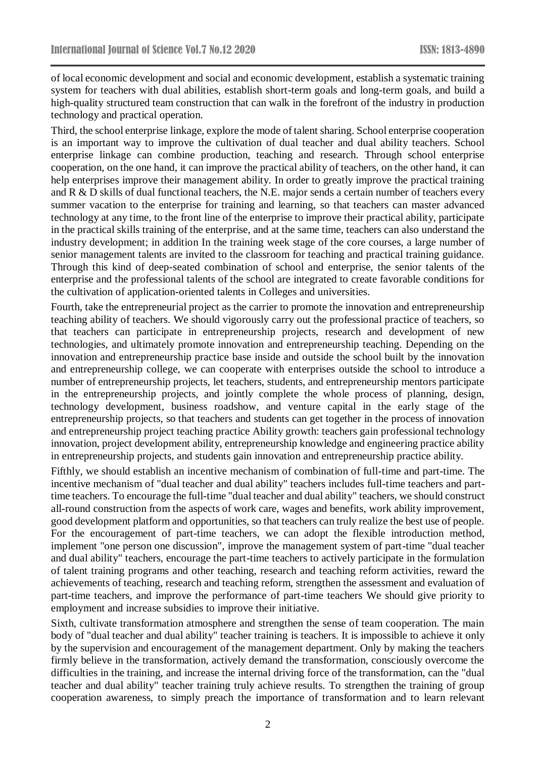of local economic development and social and economic development, establish a systematic training system for teachers with dual abilities, establish short-term goals and long-term goals, and build a high-quality structured team construction that can walk in the forefront of the industry in production technology and practical operation.

Third, the school enterprise linkage, explore the mode of talent sharing. School enterprise cooperation is an important way to improve the cultivation of dual teacher and dual ability teachers. School enterprise linkage can combine production, teaching and research. Through school enterprise cooperation, on the one hand, it can improve the practical ability of teachers, on the other hand, it can help enterprises improve their management ability. In order to greatly improve the practical training and R & D skills of dual functional teachers, the N.E. major sends a certain number of teachers every summer vacation to the enterprise for training and learning, so that teachers can master advanced technology at any time, to the front line of the enterprise to improve their practical ability, participate in the practical skills training of the enterprise, and at the same time, teachers can also understand the industry development; in addition In the training week stage of the core courses, a large number of senior management talents are invited to the classroom for teaching and practical training guidance. Through this kind of deep-seated combination of school and enterprise, the senior talents of the enterprise and the professional talents of the school are integrated to create favorable conditions for the cultivation of application-oriented talents in Colleges and universities.

Fourth, take the entrepreneurial project as the carrier to promote the innovation and entrepreneurship teaching ability of teachers. We should vigorously carry out the professional practice of teachers, so that teachers can participate in entrepreneurship projects, research and development of new technologies, and ultimately promote innovation and entrepreneurship teaching. Depending on the innovation and entrepreneurship practice base inside and outside the school built by the innovation and entrepreneurship college, we can cooperate with enterprises outside the school to introduce a number of entrepreneurship projects, let teachers, students, and entrepreneurship mentors participate in the entrepreneurship projects, and jointly complete the whole process of planning, design, technology development, business roadshow, and venture capital in the early stage of the entrepreneurship projects, so that teachers and students can get together in the process of innovation and entrepreneurship project teaching practice Ability growth: teachers gain professional technology innovation, project development ability, entrepreneurship knowledge and engineering practice ability in entrepreneurship projects, and students gain innovation and entrepreneurship practice ability.

Fifthly, we should establish an incentive mechanism of combination of full-time and part-time. The incentive mechanism of "dual teacher and dual ability" teachers includes full-time teachers and part-time teachers. To encourage the full-time "dual teacher and dual ability" teachers, we should construct all-round construction from the aspects of work care, wages and benefits, work ability improvement, good development platform and opportunities, so that teachers can truly realize the best use of people. For the encouragement of part-time teachers, we can adopt the flexible introduction method, implement "one person one discussion", improve the management system of part-time "dual teacher and dual ability" teachers, encourage the part-time teachers to actively participate in the formulation of talent training programs and other teaching, research and teaching reform activities, reward the achievements of teaching, research and teaching reform, strengthen the assessment and evaluation of part-time teachers, and improve the performance of part-time teachers We should give priority to employment and increase subsidies to improve their initiative.

Sixth, cultivate transformation atmosphere and strengthen the sense of team cooperation. The main body of "dual teacher and dual ability" teacher training is teachers. It is impossible to achieve it only by the supervision and encouragement of the management department. Only by making the teachers firmly believe in the transformation, actively demand the transformation, consciously overcome the difficulties in the training, and increase the internal driving force of the transformation, can the "dual teacher and dual ability" teacher training truly achieve results. To strengthen the training of group cooperation awareness, to simply preach the importance of transformation and to learn relevant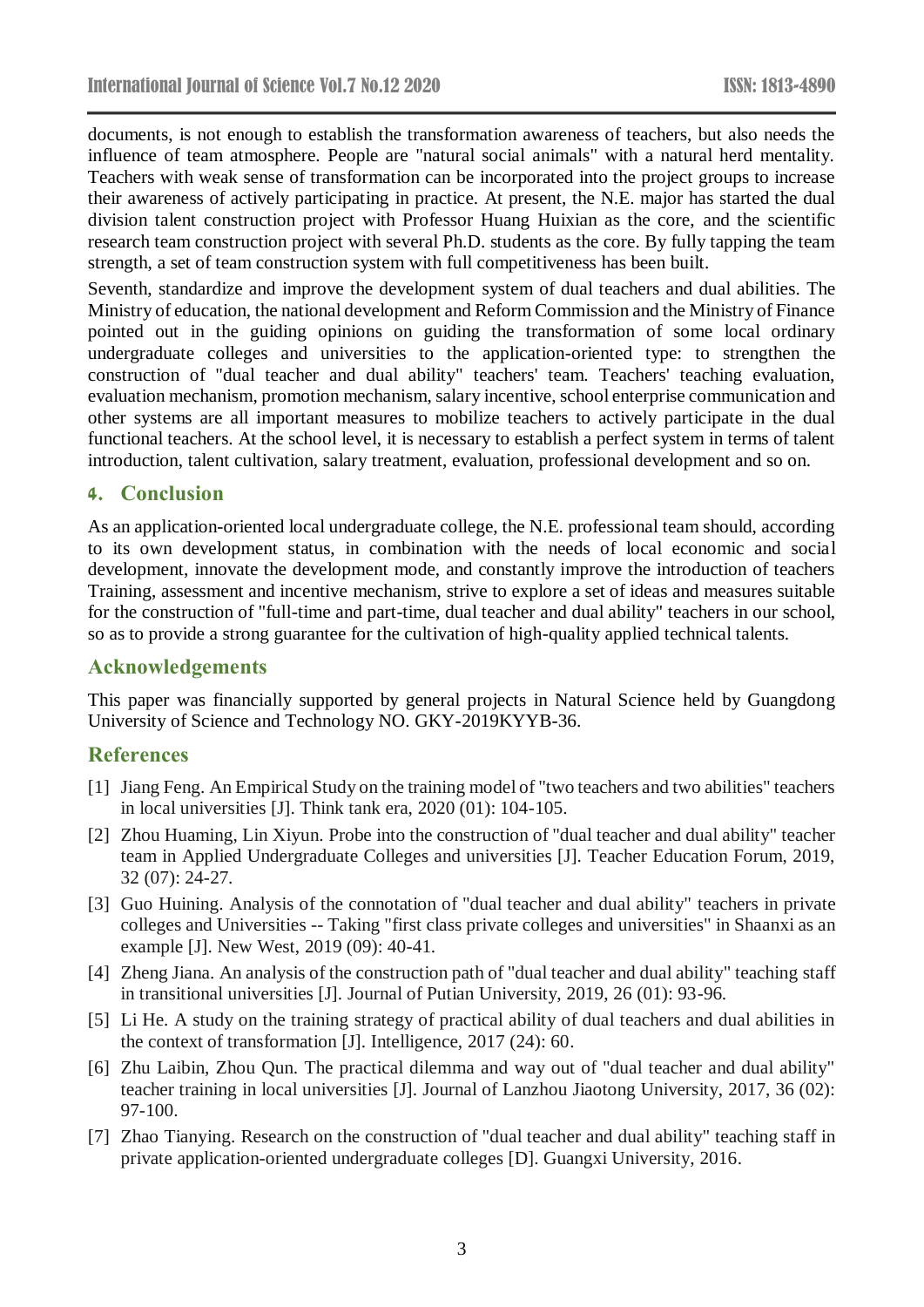documents, is not enough to establish the transformation awareness of teachers, but also needs the influence of team atmosphere. People are "natural social animals" with a natural herd mentality. Teachers with weak sense of transformation can be incorporated into the project groups to increase their awareness of actively participating in practice. At present, the N.E. major has started the dual division talent construction project with Professor Huang Huixian as the core, and the scientific research team construction project with several Ph.D. students as the core. By fully tapping the team strength, a set of team construction system with full competitiveness has been built.

Seventh, standardize and improve the development system of dual teachers and dual abilities. The Ministry of education, the national development and Reform Commission and the Ministry of Finance pointed out in the guiding opinions on guiding the transformation of some local ordinary undergraduate colleges and universities to the application-oriented type: to strengthen the construction of "dual teacher and dual ability" teachers' team. Teachers' teaching evaluation, evaluation mechanism, promotion mechanism, salary incentive, school enterprise communication and other systems are all important measures to mobilize teachers to actively participate in the dual functional teachers. At the school level, it is necessary to establish a perfect system in terms of talent introduction, talent cultivation, salary treatment, evaluation, professional development and so on.

## 4. Conclusion

As an application-oriented local undergraduate college, the N.E. professional team should, according to its own development status, in combination with the needs of local economic and social development, innovate the development mode, and constantly improve the introduction of teachers Training, assessment and incentive mechanism, strive to explore a set of ideas and measures suitable for the construction of "full-time and part-time, dual teacher and dual ability" teachers in our school, so as to provide a strong guarantee for the cultivation of high-quality applied technical talents.

## Acknowledgements

This paper was financially supported by general projects in Natural Science held by Guangdong University of Science and Technology NO. GKY-2019KYYB-36.

## References

[1] Jiang Feng. An Empirical Study on the training model of "two teachers and two abilities" teachers in local universities [J]. Think tank era, 2020 (01): 104-105.

[2] Zhou Huaming, Lin Xiyun. Probe into the construction of "dual teacher and dual ability" teacher team in Applied Undergraduate Colleges and universities [J]. Teacher Education Forum, 2019, 32 (07): 24-27.

[3] Guo Huining. Analysis of the connotation of "dual teacher and dual ability" teachers in private colleges and Universities -- Taking "first class private colleges and universities" in Shaanxi as an example [J]. New West, 2019 (09): 40-41.

[4] Zheng Jiana. An analysis of the construction path of "dual teacher and dual ability" teaching staff in transitional universities [J]. Journal of Putian University, 2019, 26 (01): 93-96.

[5] Li He. A study on the training strategy of practical ability of dual teachers and dual abilities in the context of transformation [J]. Intelligence, 2017 (24): 60.

[6] Zhu Laibin, Zhou Qun. The practical dilemma and way out of "dual teacher and dual ability" teacher training in local universities [J]. Journal of Lanzhou Jiaotong University, 2017, 36 (02): 97-100.

[7] Zhao Tianying. Research on the construction of "dual teacher and dual ability" teaching staff in private application-oriented undergraduate colleges [D]. Guangxi University, 2016.